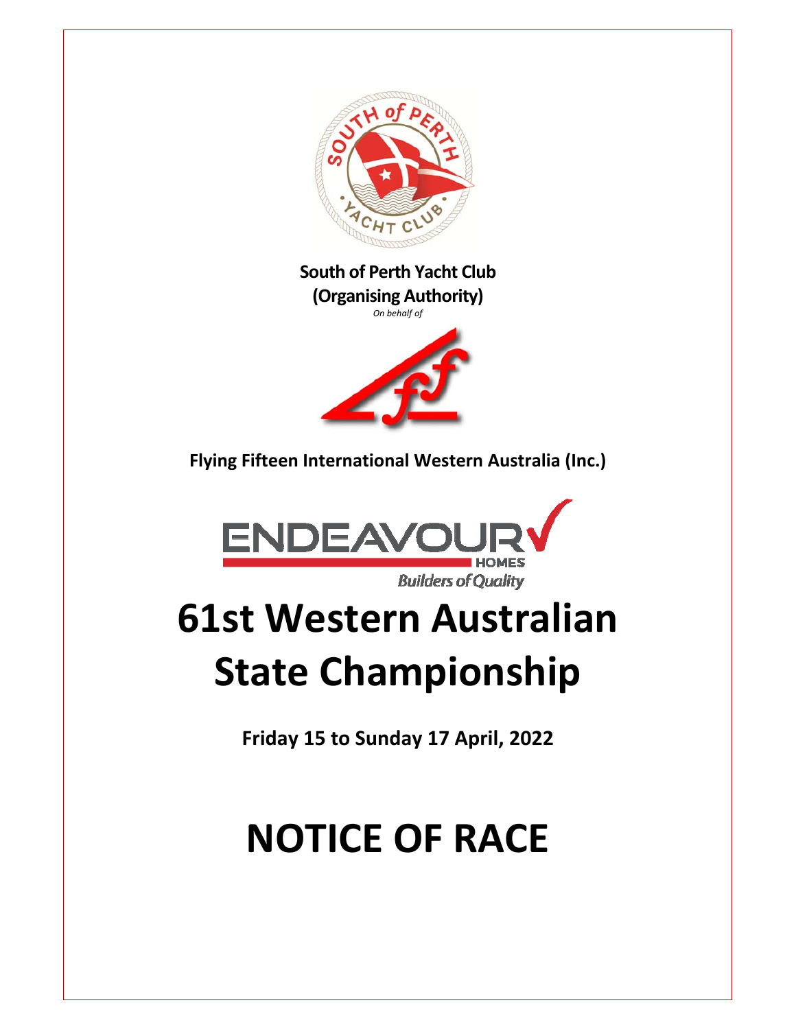**South of Perth Yacht Club**
**(Organising Authority)**
*On behalf of*

**Flying Fifteen International Western Australia (Inc.)**

ENDEAVOUR HOMES
*Builders of Quality*

# 61st Western Australian State Championship

**Friday 15 to Sunday 17 April, 2022**

# NOTICE OF RACE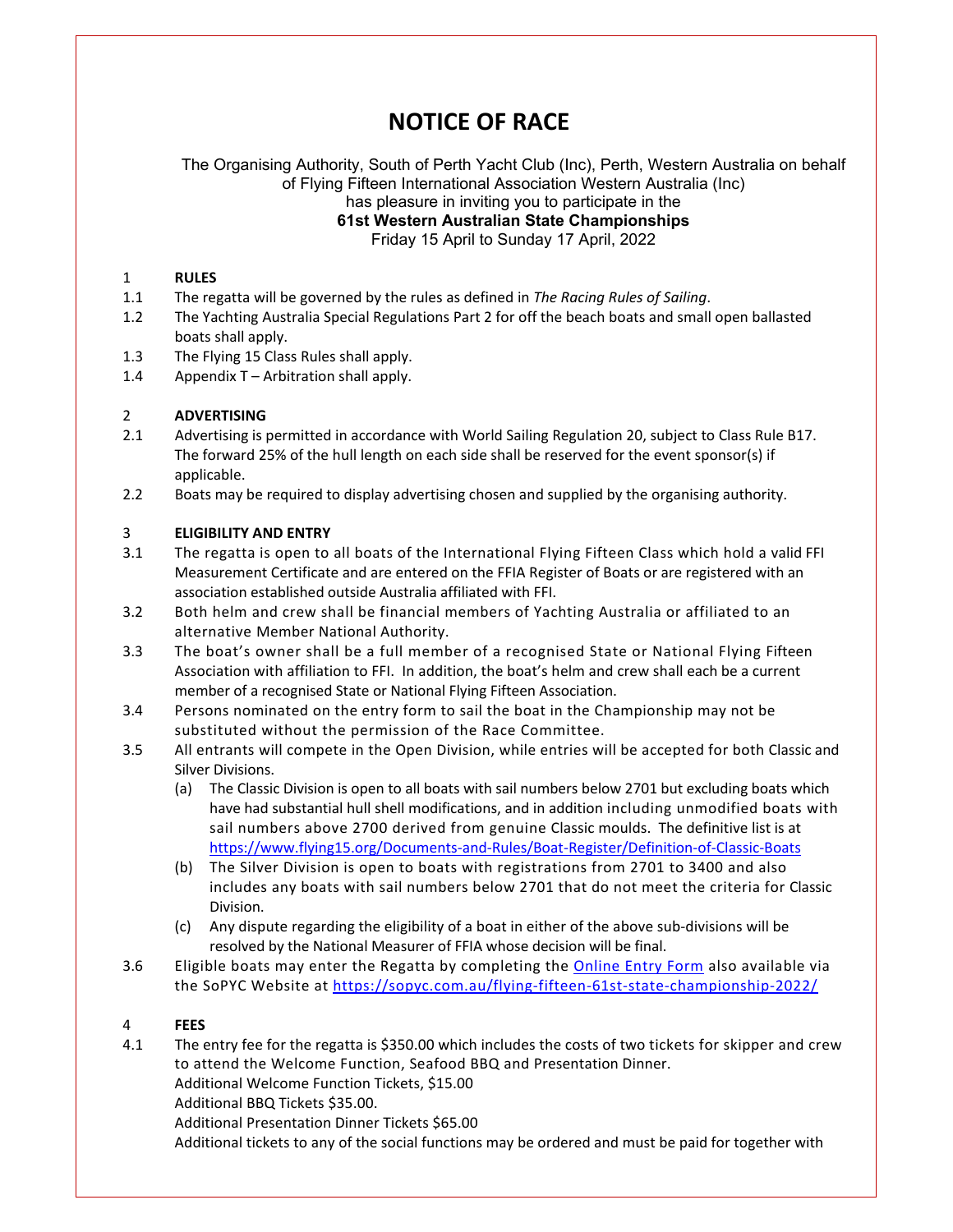# NOTICE OF RACE

The Organising Authority, South of Perth Yacht Club (Inc), Perth, Western Australia on behalf of Flying Fifteen International Association Western Australia (Inc) has pleasure in inviting you to participate in the
**61st Western Australian State Championships**
Friday 15 April to Sunday 17 April, 2022

## 1 RULES

1.1 The regatta will be governed by the rules as defined in *The Racing Rules of Sailing*.

1.2 The Yachting Australia Special Regulations Part 2 for off the beach boats and small open ballasted boats shall apply.

1.3 The Flying 15 Class Rules shall apply.

1.4 Appendix T – Arbitration shall apply.

## 2 ADVERTISING

2.1 Advertising is permitted in accordance with World Sailing Regulation 20, subject to Class Rule B17. The forward 25% of the hull length on each side shall be reserved for the event sponsor(s) if applicable.

2.2 Boats may be required to display advertising chosen and supplied by the organising authority.

## 3 ELIGIBILITY AND ENTRY

3.1 The regatta is open to all boats of the International Flying Fifteen Class which hold a valid FFI Measurement Certificate and are entered on the FFIA Register of Boats or are registered with an association established outside Australia affiliated with FFI.

3.2 Both helm and crew shall be financial members of Yachting Australia or affiliated to an alternative Member National Authority.

3.3 The boat's owner shall be a full member of a recognised State or National Flying Fifteen Association with affiliation to FFI. In addition, the boat's helm and crew shall each be a current member of a recognised State or National Flying Fifteen Association.

3.4 Persons nominated on the entry form to sail the boat in the Championship may not be substituted without the permission of the Race Committee.

3.5 All entrants will compete in the Open Division, while entries will be accepted for both Classic and Silver Divisions.

(a) The Classic Division is open to all boats with sail numbers below 2701 but excluding boats which have had substantial hull shell modifications, and in addition including unmodified boats with sail numbers above 2700 derived from genuine Classic moulds. The definitive list is at https://www.flying15.org/Documents-and-Rules/Boat-Register/Definition-of-Classic-Boats

(b) The Silver Division is open to boats with registrations from 2701 to 3400 and also includes any boats with sail numbers below 2701 that do not meet the criteria for Classic Division.

(c) Any dispute regarding the eligibility of a boat in either of the above sub-divisions will be resolved by the National Measurer of FFIA whose decision will be final.

3.6 Eligible boats may enter the Regatta by completing the Online Entry Form also available via the SoPYC Website at https://sopyc.com.au/flying-fifteen-61st-state-championship-2022/

## 4 FEES

4.1 The entry fee for the regatta is $350.00 which includes the costs of two tickets for skipper and crew to attend the Welcome Function, Seafood BBQ and Presentation Dinner.
Additional Welcome Function Tickets, $15.00
Additional BBQ Tickets $35.00.
Additional Presentation Dinner Tickets $65.00
Additional tickets to any of the social functions may be ordered and must be paid for together with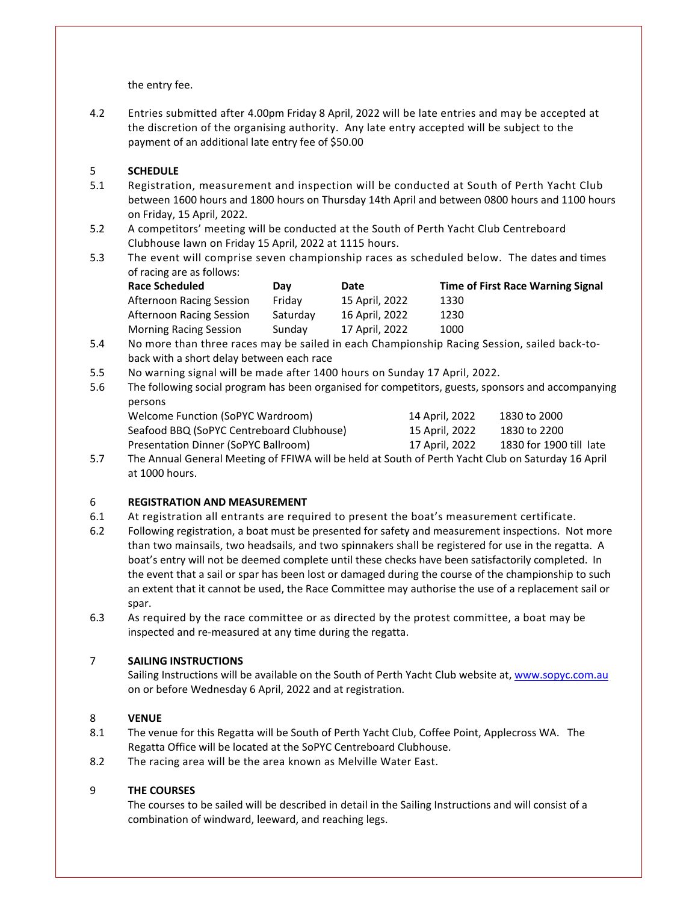the entry fee.

4.2 Entries submitted after 4.00pm Friday 8 April, 2022 will be late entries and may be accepted at the discretion of the organising authority. Any late entry accepted will be subject to the payment of an additional late entry fee of $50.00

## 5 SCHEDULE

5.1 Registration, measurement and inspection will be conducted at South of Perth Yacht Club between 1600 hours and 1800 hours on Thursday 14th April and between 0800 hours and 1100 hours on Friday, 15 April, 2022.

5.2 A competitors' meeting will be conducted at the South of Perth Yacht Club Centreboard Clubhouse lawn on Friday 15 April, 2022 at 1115 hours.

5.3 The event will comprise seven championship races as scheduled below. The dates and times of racing are as follows:

| Race Scheduled | Day | Date | Time of First Race Warning Signal |
|---|---|---|---|
| Afternoon Racing Session | Friday | 15 April, 2022 | 1330 |
| Afternoon Racing Session | Saturday | 16 April, 2022 | 1230 |
| Morning Racing Session | Sunday | 17 April, 2022 | 1000 |

5.4 No more than three races may be sailed in each Championship Racing Session, sailed back-to-back with a short delay between each race

5.5 No warning signal will be made after 1400 hours on Sunday 17 April, 2022.

5.6 The following social program has been organised for competitors, guests, sponsors and accompanying persons

| | | |
|---|---|---|
| Welcome Function (SoPYC Wardroom) | 14 April, 2022 | 1830 to 2000 |
| Seafood BBQ (SoPYC Centreboard Clubhouse) | 15 April, 2022 | 1830 to 2200 |
| Presentation Dinner (SoPYC Ballroom) | 17 April, 2022 | 1830 for 1900 till late |

5.7 The Annual General Meeting of FFIWA will be held at South of Perth Yacht Club on Saturday 16 April at 1000 hours.

## 6 REGISTRATION AND MEASUREMENT

6.1 At registration all entrants are required to present the boat's measurement certificate.

6.2 Following registration, a boat must be presented for safety and measurement inspections. Not more than two mainsails, two headsails, and two spinnakers shall be registered for use in the regatta. A boat's entry will not be deemed complete until these checks have been satisfactorily completed. In the event that a sail or spar has been lost or damaged during the course of the championship to such an extent that it cannot be used, the Race Committee may authorise the use of a replacement sail or spar.

6.3 As required by the race committee or as directed by the protest committee, a boat may be inspected and re-measured at any time during the regatta.

## 7 SAILING INSTRUCTIONS

Sailing Instructions will be available on the South of Perth Yacht Club website at, www.sopyc.com.au on or before Wednesday 6 April, 2022 and at registration.

## 8 VENUE

8.1 The venue for this Regatta will be South of Perth Yacht Club, Coffee Point, Applecross WA. The Regatta Office will be located at the SoPYC Centreboard Clubhouse.

8.2 The racing area will be the area known as Melville Water East.

## 9 THE COURSES

The courses to be sailed will be described in detail in the Sailing Instructions and will consist of a combination of windward, leeward, and reaching legs.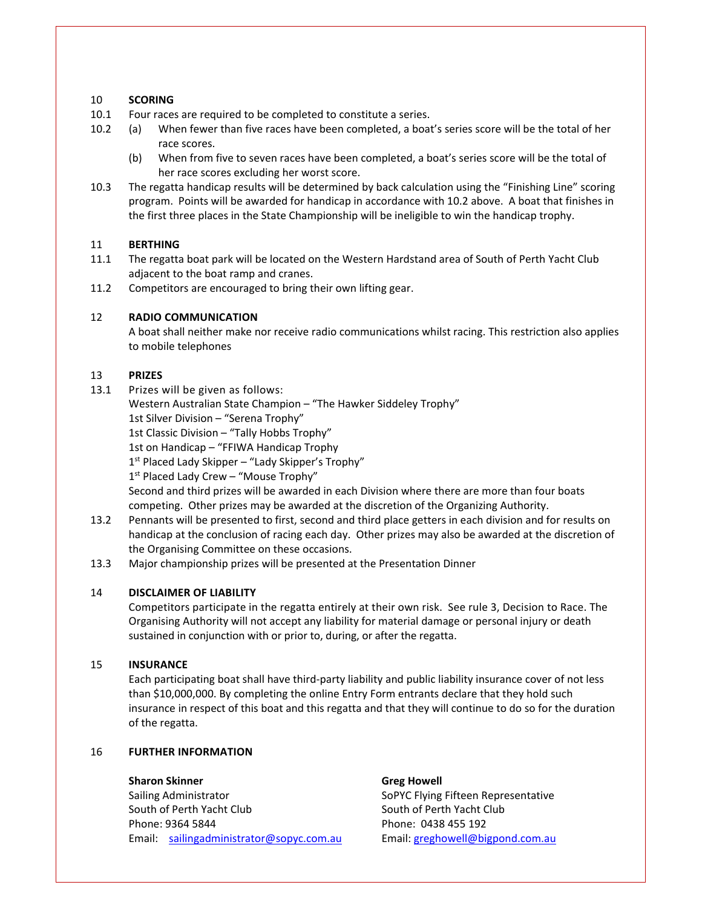## 10 SCORING

10.1 Four races are required to be completed to constitute a series.

10.2 (a) When fewer than five races have been completed, a boat's series score will be the total of her race scores.

(b) When from five to seven races have been completed, a boat's series score will be the total of her race scores excluding her worst score.

10.3 The regatta handicap results will be determined by back calculation using the "Finishing Line" scoring program. Points will be awarded for handicap in accordance with 10.2 above. A boat that finishes in the first three places in the State Championship will be ineligible to win the handicap trophy.

## 11 BERTHING

11.1 The regatta boat park will be located on the Western Hardstand area of South of Perth Yacht Club adjacent to the boat ramp and cranes.

11.2 Competitors are encouraged to bring their own lifting gear.

## 12 RADIO COMMUNICATION

A boat shall neither make nor receive radio communications whilst racing. This restriction also applies to mobile telephones

## 13 PRIZES

13.1 Prizes will be given as follows:

Western Australian State Champion – "The Hawker Siddeley Trophy"
1st Silver Division – "Serena Trophy"
1st Classic Division – "Tally Hobbs Trophy"
1st on Handicap – "FFIWA Handicap Trophy
1st Placed Lady Skipper – "Lady Skipper's Trophy"
1st Placed Lady Crew – "Mouse Trophy"

Second and third prizes will be awarded in each Division where there are more than four boats competing. Other prizes may be awarded at the discretion of the Organizing Authority.

13.2 Pennants will be presented to first, second and third place getters in each division and for results on handicap at the conclusion of racing each day. Other prizes may also be awarded at the discretion of the Organising Committee on these occasions.

13.3 Major championship prizes will be presented at the Presentation Dinner

## 14 DISCLAIMER OF LIABILITY

Competitors participate in the regatta entirely at their own risk. See rule 3, Decision to Race. The Organising Authority will not accept any liability for material damage or personal injury or death sustained in conjunction with or prior to, during, or after the regatta.

## 15 INSURANCE

Each participating boat shall have third-party liability and public liability insurance cover of not less than $10,000,000. By completing the online Entry Form entrants declare that they hold such insurance in respect of this boat and this regatta and that they will continue to do so for the duration of the regatta.

## 16 FURTHER INFORMATION

**Sharon Skinner**
Sailing Administrator
South of Perth Yacht Club
Phone: 9364 5844
Email: sailingadministrator@sopyc.com.au

**Greg Howell**
SoPYC Flying Fifteen Representative
South of Perth Yacht Club
Phone: 0438 455 192
Email: greghowell@bigpond.com.au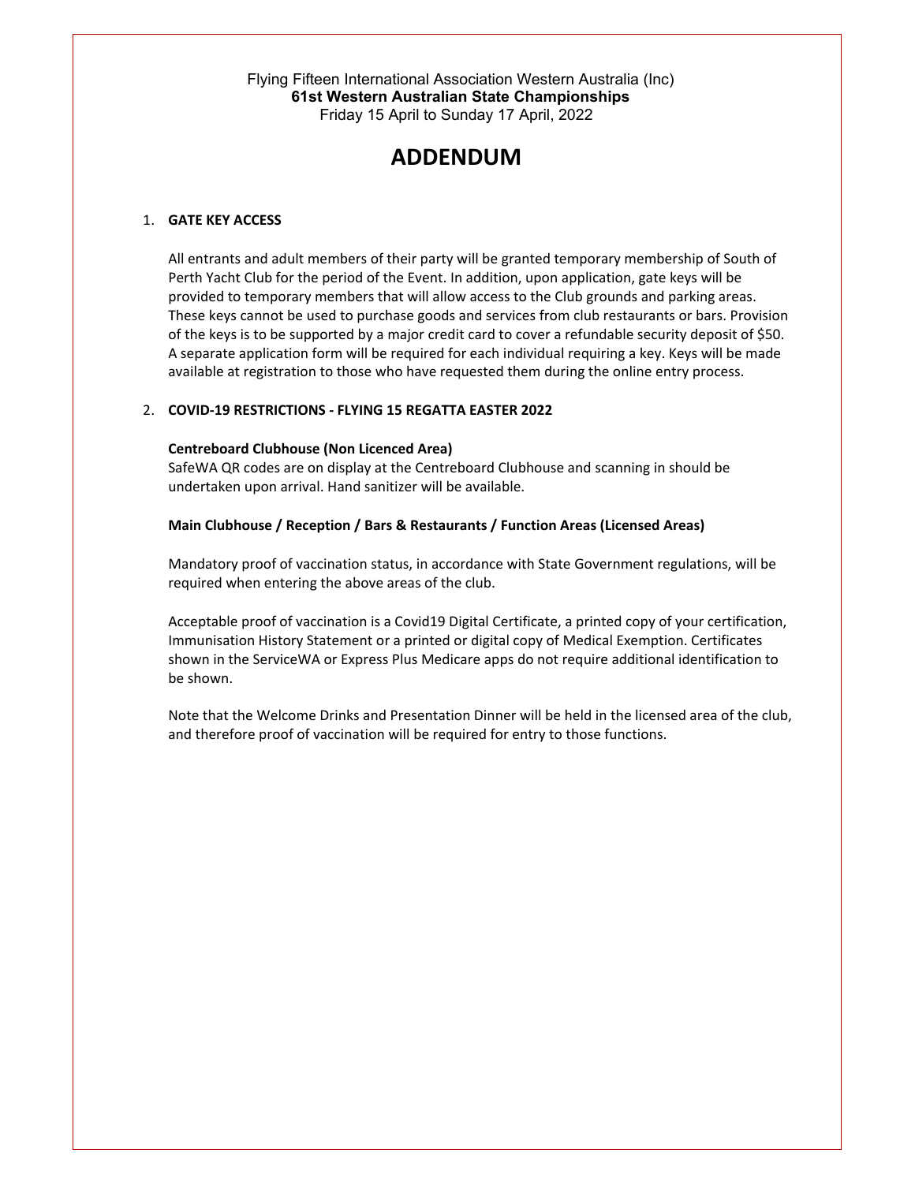Flying Fifteen International Association Western Australia (Inc)
**61st Western Australian State Championships**
Friday 15 April to Sunday 17 April, 2022

# ADDENDUM

1. **GATE KEY ACCESS**

   All entrants and adult members of their party will be granted temporary membership of South of Perth Yacht Club for the period of the Event. In addition, upon application, gate keys will be provided to temporary members that will allow access to the Club grounds and parking areas. These keys cannot be used to purchase goods and services from club restaurants or bars. Provision of the keys is to be supported by a major credit card to cover a refundable security deposit of $50. A separate application form will be required for each individual requiring a key. Keys will be made available at registration to those who have requested them during the online entry process.

2. **COVID-19 RESTRICTIONS - FLYING 15 REGATTA EASTER 2022**

   **Centreboard Clubhouse (Non Licenced Area)**
   SafeWA QR codes are on display at the Centreboard Clubhouse and scanning in should be undertaken upon arrival. Hand sanitizer will be available.

   **Main Clubhouse / Reception / Bars & Restaurants / Function Areas (Licensed Areas)**

   Mandatory proof of vaccination status, in accordance with State Government regulations, will be required when entering the above areas of the club.

   Acceptable proof of vaccination is a Covid19 Digital Certificate, a printed copy of your certification, Immunisation History Statement or a printed or digital copy of Medical Exemption. Certificates shown in the ServiceWA or Express Plus Medicare apps do not require additional identification to be shown.

   Note that the Welcome Drinks and Presentation Dinner will be held in the licensed area of the club, and therefore proof of vaccination will be required for entry to those functions.